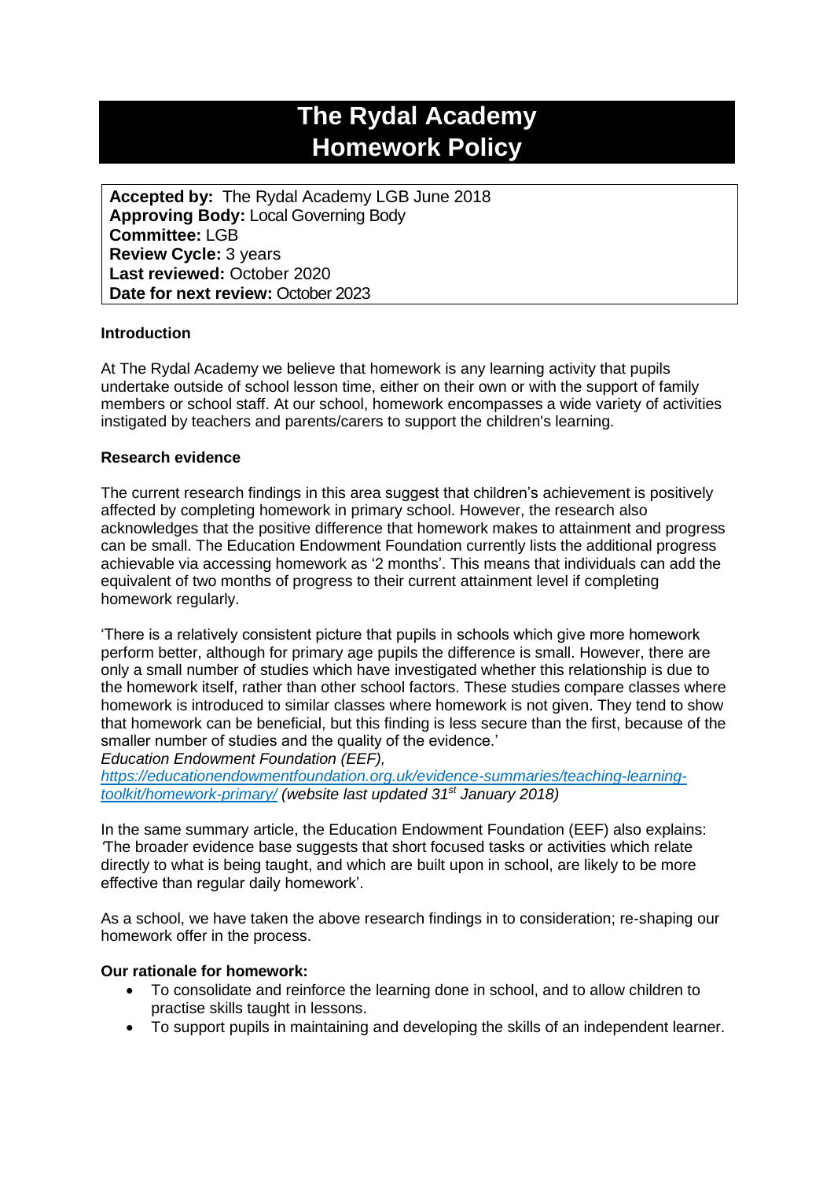# The Rydal Academy Homework Policy

**Accepted by:** The Rydal Academy LGB June 2018
**Approving Body:** Local Governing Body
**Committee:** LGB
**Review Cycle:** 3 years
**Last reviewed:** October 2020
**Date for next review:** October 2023

**Introduction**

At The Rydal Academy we believe that homework is any learning activity that pupils undertake outside of school lesson time, either on their own or with the support of family members or school staff. At our school, homework encompasses a wide variety of activities instigated by teachers and parents/carers to support the children's learning.

**Research evidence**

The current research findings in this area suggest that children's achievement is positively affected by completing homework in primary school. However, the research also acknowledges that the positive difference that homework makes to attainment and progress can be small. The Education Endowment Foundation currently lists the additional progress achievable via accessing homework as '2 months'. This means that individuals can add the equivalent of two months of progress to their current attainment level if completing homework regularly.

'There is a relatively consistent picture that pupils in schools which give more homework perform better, although for primary age pupils the difference is small. However, there are only a small number of studies which have investigated whether this relationship is due to the homework itself, rather than other school factors. These studies compare classes where homework is introduced to similar classes where homework is not given. They tend to show that homework can be beneficial, but this finding is less secure than the first, because of the smaller number of studies and the quality of the evidence.'
*Education Endowment Foundation (EEF),*
*[https://educationendowmentfoundation.org.uk/evidence-summaries/teaching-learning-toolkit/homework-primary/](https://educationendowmentfoundation.org.uk/evidence-summaries/teaching-learning-toolkit/homework-primary/) (website last updated 31st January 2018)*

In the same summary article, the Education Endowment Foundation (EEF) also explains: 'The broader evidence base suggests that short focused tasks or activities which relate directly to what is being taught, and which are built upon in school, are likely to be more effective than regular daily homework'.

As a school, we have taken the above research findings in to consideration; re-shaping our homework offer in the process.

**Our rationale for homework:**

- To consolidate and reinforce the learning done in school, and to allow children to practise skills taught in lessons.
- To support pupils in maintaining and developing the skills of an independent learner.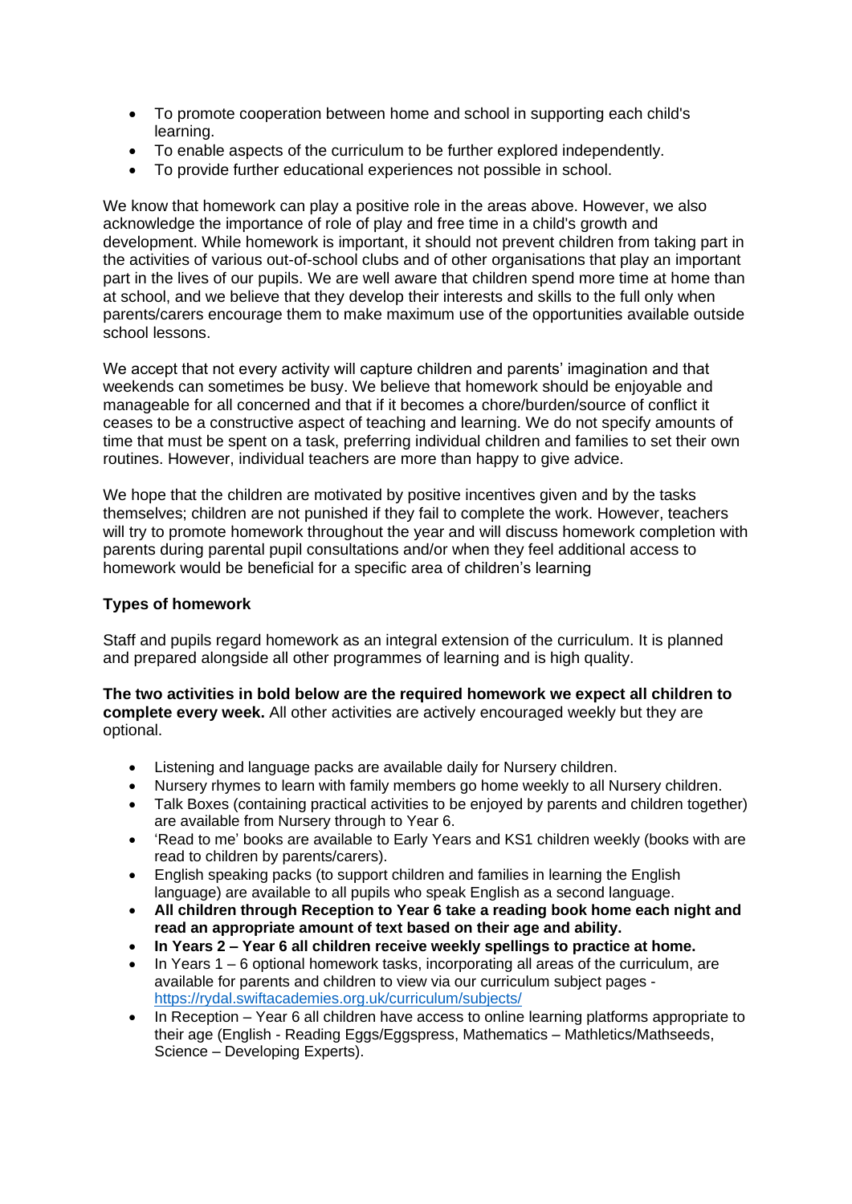- To promote cooperation between home and school in supporting each child's learning.
- To enable aspects of the curriculum to be further explored independently.
- To provide further educational experiences not possible in school.

We know that homework can play a positive role in the areas above. However, we also acknowledge the importance of role of play and free time in a child's growth and development. While homework is important, it should not prevent children from taking part in the activities of various out-of-school clubs and of other organisations that play an important part in the lives of our pupils. We are well aware that children spend more time at home than at school, and we believe that they develop their interests and skills to the full only when parents/carers encourage them to make maximum use of the opportunities available outside school lessons.

We accept that not every activity will capture children and parents' imagination and that weekends can sometimes be busy. We believe that homework should be enjoyable and manageable for all concerned and that if it becomes a chore/burden/source of conflict it ceases to be a constructive aspect of teaching and learning. We do not specify amounts of time that must be spent on a task, preferring individual children and families to set their own routines. However, individual teachers are more than happy to give advice.

We hope that the children are motivated by positive incentives given and by the tasks themselves; children are not punished if they fail to complete the work. However, teachers will try to promote homework throughout the year and will discuss homework completion with parents during parental pupil consultations and/or when they feel additional access to homework would be beneficial for a specific area of children's learning

**Types of homework**

Staff and pupils regard homework as an integral extension of the curriculum. It is planned and prepared alongside all other programmes of learning and is high quality.

**The two activities in bold below are the required homework we expect all children to complete every week.** All other activities are actively encouraged weekly but they are optional.

- Listening and language packs are available daily for Nursery children.
- Nursery rhymes to learn with family members go home weekly to all Nursery children.
- Talk Boxes (containing practical activities to be enjoyed by parents and children together) are available from Nursery through to Year 6.
- 'Read to me' books are available to Early Years and KS1 children weekly (books with are read to children by parents/carers).
- English speaking packs (to support children and families in learning the English language) are available to all pupils who speak English as a second language.
- **All children through Reception to Year 6 take a reading book home each night and read an appropriate amount of text based on their age and ability.**
- **In Years 2 – Year 6 all children receive weekly spellings to practice at home.**
- In Years 1 – 6 optional homework tasks, incorporating all areas of the curriculum, are available for parents and children to view via our curriculum subject pages - [https://rydal.swiftacademies.org.uk/curriculum/subjects/](https://rydal.swiftacademies.org.uk/curriculum/subjects/)
- In Reception – Year 6 all children have access to online learning platforms appropriate to their age (English - Reading Eggs/Eggspress, Mathematics – Mathletics/Mathseeds, Science – Developing Experts).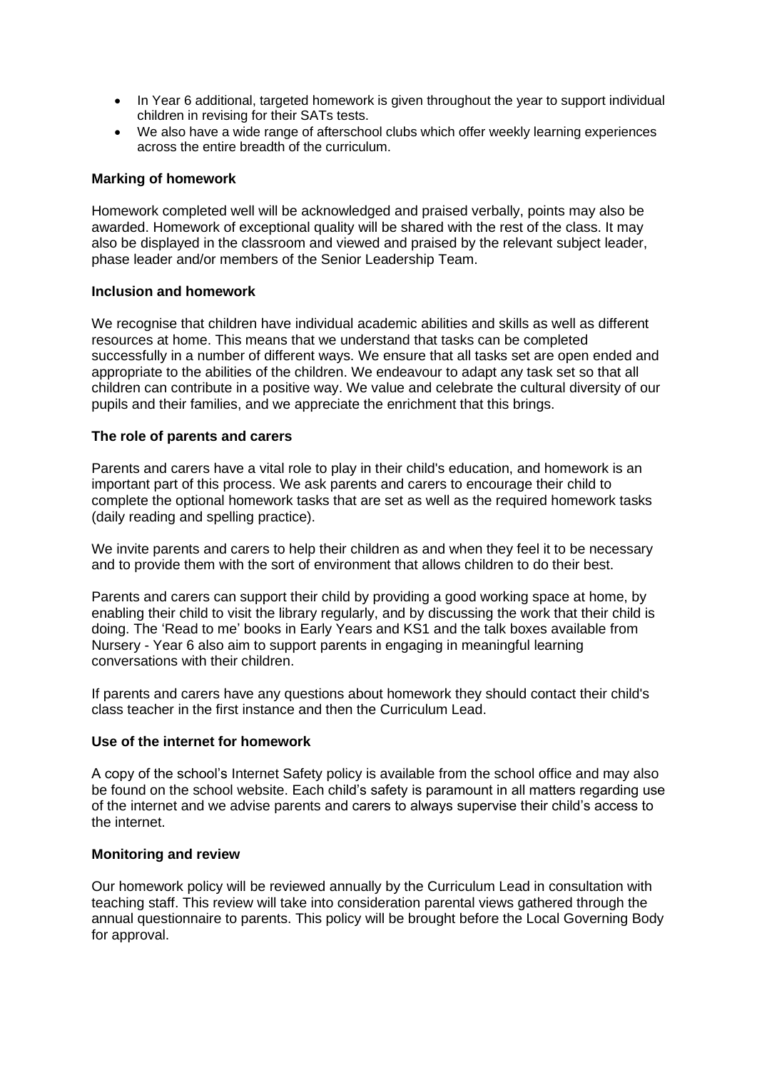- In Year 6 additional, targeted homework is given throughout the year to support individual children in revising for their SATs tests.
- We also have a wide range of afterschool clubs which offer weekly learning experiences across the entire breadth of the curriculum.

**Marking of homework**

Homework completed well will be acknowledged and praised verbally, points may also be awarded. Homework of exceptional quality will be shared with the rest of the class. It may also be displayed in the classroom and viewed and praised by the relevant subject leader, phase leader and/or members of the Senior Leadership Team.

**Inclusion and homework**

We recognise that children have individual academic abilities and skills as well as different resources at home. This means that we understand that tasks can be completed successfully in a number of different ways. We ensure that all tasks set are open ended and appropriate to the abilities of the children. We endeavour to adapt any task set so that all children can contribute in a positive way. We value and celebrate the cultural diversity of our pupils and their families, and we appreciate the enrichment that this brings.

**The role of parents and carers**

Parents and carers have a vital role to play in their child's education, and homework is an important part of this process. We ask parents and carers to encourage their child to complete the optional homework tasks that are set as well as the required homework tasks (daily reading and spelling practice).

We invite parents and carers to help their children as and when they feel it to be necessary and to provide them with the sort of environment that allows children to do their best.

Parents and carers can support their child by providing a good working space at home, by enabling their child to visit the library regularly, and by discussing the work that their child is doing. The 'Read to me' books in Early Years and KS1 and the talk boxes available from Nursery - Year 6 also aim to support parents in engaging in meaningful learning conversations with their children.

If parents and carers have any questions about homework they should contact their child's class teacher in the first instance and then the Curriculum Lead.

**Use of the internet for homework**

A copy of the school's Internet Safety policy is available from the school office and may also be found on the school website. Each child's safety is paramount in all matters regarding use of the internet and we advise parents and carers to always supervise their child's access to the internet.

**Monitoring and review**

Our homework policy will be reviewed annually by the Curriculum Lead in consultation with teaching staff. This review will take into consideration parental views gathered through the annual questionnaire to parents. This policy will be brought before the Local Governing Body for approval.